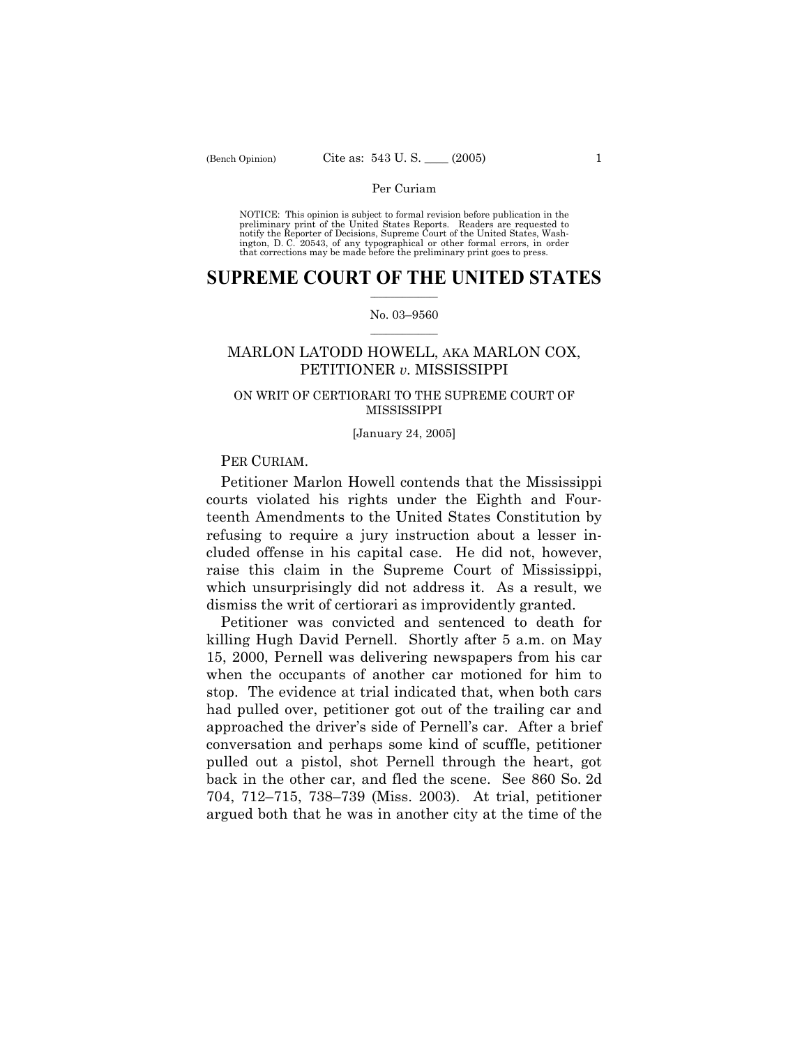Per Curiam

NOTICE: This opinion is subject to formal revision before publication in the preliminary print of the United States Reports. Readers are requested to notify the Reporter of Decisions, Supreme Court of the United States, Washington, D. C. 20543, of any typographical or other formal errors, in order that corrections may be made before the preliminary print goes to press.

# SUPREME COURT OF THE UNITED STATES

No. 03–9560

## MARLON LATODD HOWELL, AKA MARLON COX, PETITIONER *v.* MISSISSIPPI

ON WRIT OF CERTIORARI TO THE SUPREME COURT OF MISSISSIPPI

[January 24, 2005]

PER CURIAM.

Petitioner Marlon Howell contends that the Mississippi courts violated his rights under the Eighth and Fourteenth Amendments to the United States Constitution by refusing to require a jury instruction about a lesser included offense in his capital case. He did not, however, raise this claim in the Supreme Court of Mississippi, which unsurprisingly did not address it. As a result, we dismiss the writ of certiorari as improvidently granted.

Petitioner was convicted and sentenced to death for killing Hugh David Pernell. Shortly after 5 a.m. on May 15, 2000, Pernell was delivering newspapers from his car when the occupants of another car motioned for him to stop. The evidence at trial indicated that, when both cars had pulled over, petitioner got out of the trailing car and approached the driver's side of Pernell's car. After a brief conversation and perhaps some kind of scuffle, petitioner pulled out a pistol, shot Pernell through the heart, got back in the other car, and fled the scene. See 860 So. 2d 704, 712–715, 738–739 (Miss. 2003). At trial, petitioner argued both that he was in another city at the time of the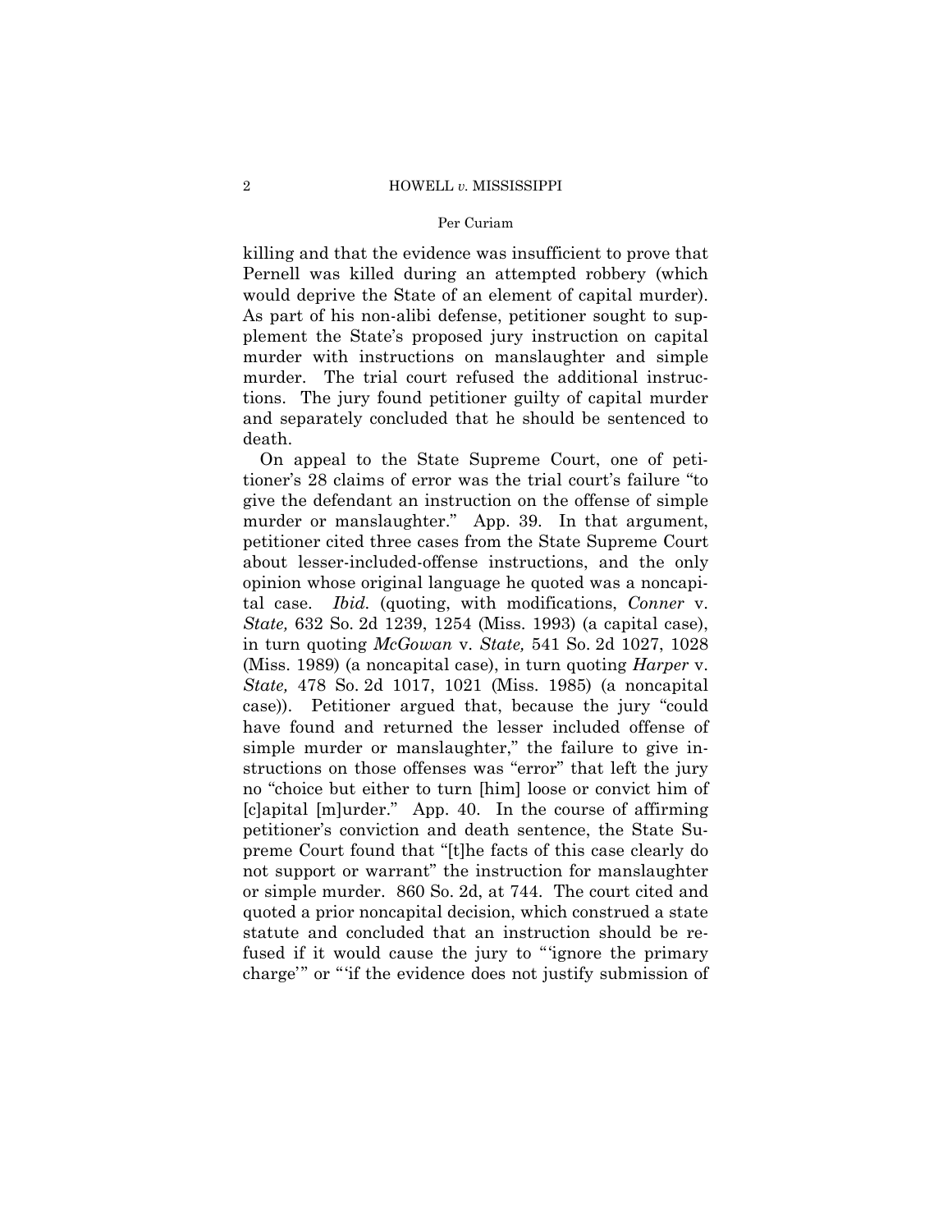killing and that the evidence was insufficient to prove that Pernell was killed during an attempted robbery (which would deprive the State of an element of capital murder). As part of his non-alibi defense, petitioner sought to supplement the State's proposed jury instruction on capital murder with instructions on manslaughter and simple murder. The trial court refused the additional instructions. The jury found petitioner guilty of capital murder and separately concluded that he should be sentenced to death.

On appeal to the State Supreme Court, one of petitioner's 28 claims of error was the trial court's failure "to give the defendant an instruction on the offense of simple murder or manslaughter." App. 39. In that argument, petitioner cited three cases from the State Supreme Court about lesser-included-offense instructions, and the only opinion whose original language he quoted was a noncapital case. *Ibid.* (quoting, with modifications, *Conner* v. *State,* 632 So. 2d 1239, 1254 (Miss. 1993) (a capital case), in turn quoting *McGowan* v. *State,* 541 So. 2d 1027, 1028 (Miss. 1989) (a noncapital case), in turn quoting *Harper* v. *State,* 478 So. 2d 1017, 1021 (Miss. 1985) (a noncapital case)). Petitioner argued that, because the jury "could have found and returned the lesser included offense of simple murder or manslaughter," the failure to give instructions on those offenses was "error" that left the jury no "choice but either to turn [him] loose or convict him of [c]apital [m]urder." App. 40. In the course of affirming petitioner's conviction and death sentence, the State Supreme Court found that "[t]he facts of this case clearly do not support or warrant" the instruction for manslaughter or simple murder. 860 So. 2d, at 744. The court cited and quoted a prior noncapital decision, which construed a state statute and concluded that an instruction should be refused if it would cause the jury to "'ignore the primary charge'" or "'if the evidence does not justify submission of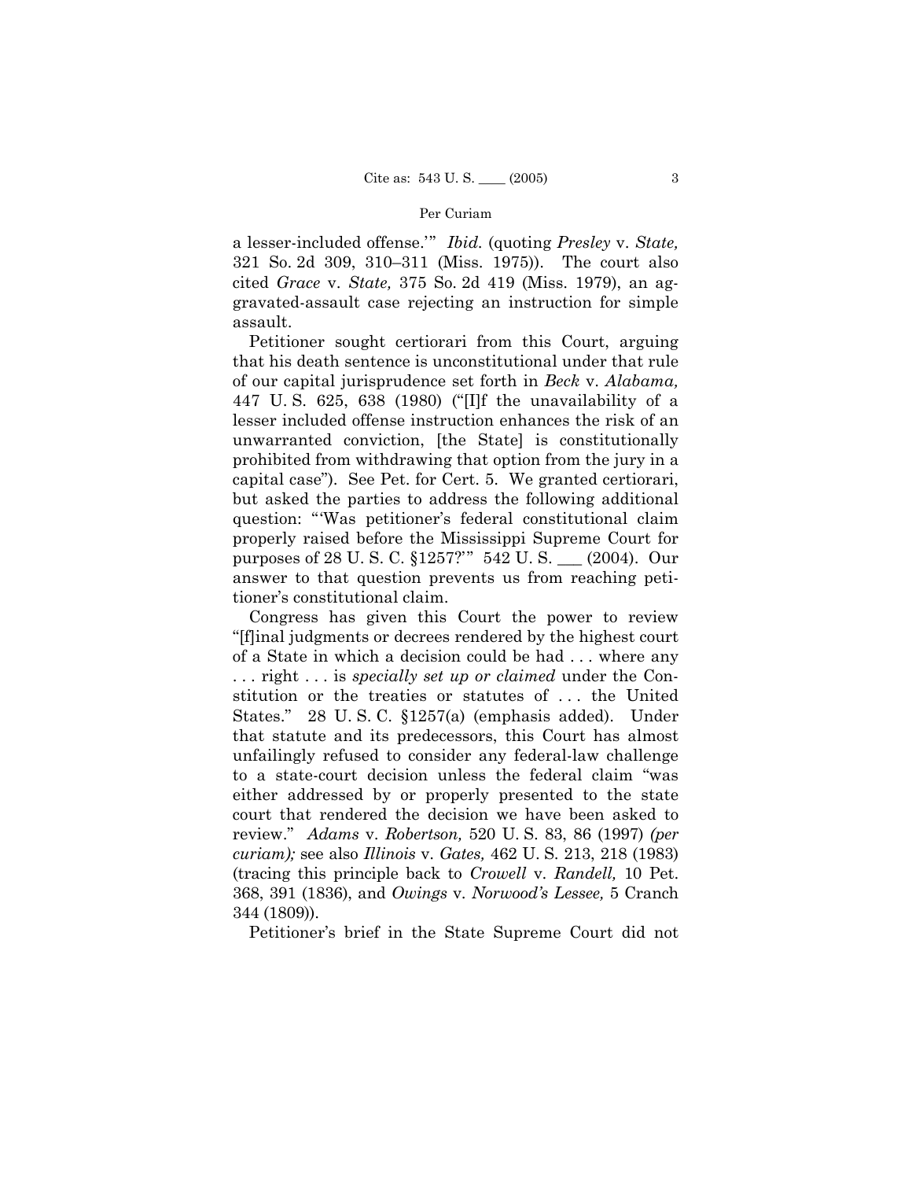a lesser-included offense.'" *Ibid.* (quoting *Presley* v. *State,* 321 So. 2d 309, 310–311 (Miss. 1975)). The court also cited *Grace* v. *State,* 375 So. 2d 419 (Miss. 1979), an aggravated-assault case rejecting an instruction for simple assault.

Petitioner sought certiorari from this Court, arguing that his death sentence is unconstitutional under that rule of our capital jurisprudence set forth in *Beck* v. *Alabama,* 447 U. S. 625, 638 (1980) ("[I]f the unavailability of a lesser included offense instruction enhances the risk of an unwarranted conviction, [the State] is constitutionally prohibited from withdrawing that option from the jury in a capital case"). See Pet. for Cert. 5. We granted certiorari, but asked the parties to address the following additional question: "'Was petitioner's federal constitutional claim properly raised before the Mississippi Supreme Court for purposes of 28 U. S. C. §1257?'" 542 U. S. ___ (2004). Our answer to that question prevents us from reaching petitioner's constitutional claim.

Congress has given this Court the power to review "[f]inal judgments or decrees rendered by the highest court of a State in which a decision could be had . . . where any . . . right . . . is *specially set up or claimed* under the Constitution or the treaties or statutes of . . . the United States." 28 U. S. C. §1257(a) (emphasis added). Under that statute and its predecessors, this Court has almost unfailingly refused to consider any federal-law challenge to a state-court decision unless the federal claim "was either addressed by or properly presented to the state court that rendered the decision we have been asked to review." *Adams* v. *Robertson,* 520 U. S. 83, 86 (1997) *(per curiam);* see also *Illinois* v. *Gates,* 462 U. S. 213, 218 (1983) (tracing this principle back to *Crowell* v. *Randell,* 10 Pet. 368, 391 (1836), and *Owings* v. *Norwood's Lessee,* 5 Cranch 344 (1809)).

Petitioner's brief in the State Supreme Court did not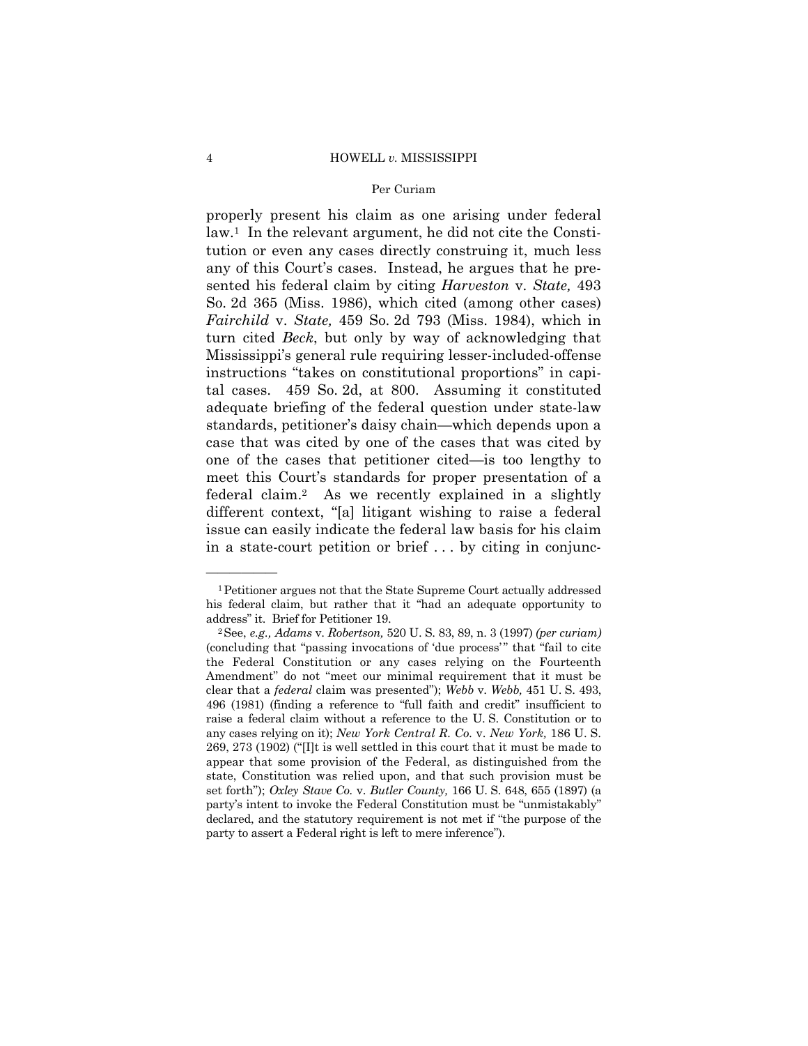properly present his claim as one arising under federal law.[1] In the relevant argument, he did not cite the Constitution or even any cases directly construing it, much less any of this Court's cases. Instead, he argues that he presented his federal claim by citing *Harveston* v. *State,* 493 So. 2d 365 (Miss. 1986), which cited (among other cases) *Fairchild* v. *State,* 459 So. 2d 793 (Miss. 1984), which in turn cited *Beck*, but only by way of acknowledging that Mississippi's general rule requiring lesser-included-offense instructions "takes on constitutional proportions" in capital cases. 459 So. 2d, at 800. Assuming it constituted adequate briefing of the federal question under state-law standards, petitioner's daisy chain—which depends upon a case that was cited by one of the cases that was cited by one of the cases that petitioner cited—is too lengthy to meet this Court's standards for proper presentation of a federal claim.[2] As we recently explained in a slightly different context, "[a] litigant wishing to raise a federal issue can easily indicate the federal law basis for his claim in a state-court petition or brief . . . by citing in conjunc-

---

[1] Petitioner argues not that the State Supreme Court actually addressed his federal claim, but rather that it "had an adequate opportunity to address" it. Brief for Petitioner 19.

[2] See, *e.g., Adams* v. *Robertson,* 520 U. S. 83, 89, n. 3 (1997) *(per curiam)* (concluding that "passing invocations of 'due process'" that "fail to cite the Federal Constitution or any cases relying on the Fourteenth Amendment" do not "meet our minimal requirement that it must be clear that a *federal* claim was presented"); *Webb* v. *Webb,* 451 U. S. 493, 496 (1981) (finding a reference to "full faith and credit" insufficient to raise a federal claim without a reference to the U. S. Constitution or to any cases relying on it); *New York Central R. Co.* v. *New York,* 186 U. S. 269, 273 (1902) ("[I]t is well settled in this court that it must be made to appear that some provision of the Federal, as distinguished from the state, Constitution was relied upon, and that such provision must be set forth"); *Oxley Stave Co.* v. *Butler County,* 166 U. S. 648, 655 (1897) (a party's intent to invoke the Federal Constitution must be "unmistakably" declared, and the statutory requirement is not met if "the purpose of the party to assert a Federal right is left to mere inference").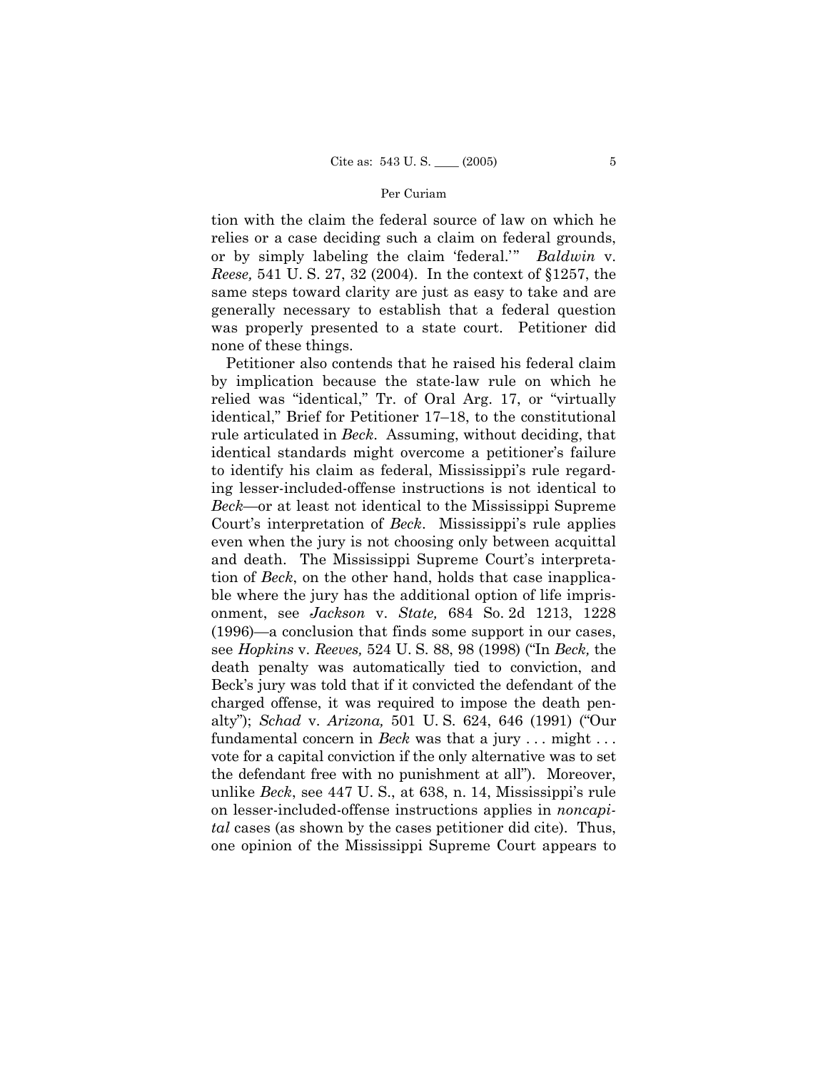tion with the claim the federal source of law on which he relies or a case deciding such a claim on federal grounds, or by simply labeling the claim 'federal.'" *Baldwin* v. *Reese,* 541 U. S. 27, 32 (2004). In the context of §1257, the same steps toward clarity are just as easy to take and are generally necessary to establish that a federal question was properly presented to a state court. Petitioner did none of these things.

Petitioner also contends that he raised his federal claim by implication because the state-law rule on which he relied was "identical," Tr. of Oral Arg. 17, or "virtually identical," Brief for Petitioner 17–18, to the constitutional rule articulated in *Beck*. Assuming, without deciding, that identical standards might overcome a petitioner's failure to identify his claim as federal, Mississippi's rule regarding lesser-included-offense instructions is not identical to *Beck*—or at least not identical to the Mississippi Supreme Court's interpretation of *Beck*. Mississippi's rule applies even when the jury is not choosing only between acquittal and death. The Mississippi Supreme Court's interpretation of *Beck*, on the other hand, holds that case inapplicable where the jury has the additional option of life imprisonment, see *Jackson* v. *State,* 684 So. 2d 1213, 1228 (1996)—a conclusion that finds some support in our cases, see *Hopkins* v. *Reeves,* 524 U. S. 88, 98 (1998) ("In *Beck,* the death penalty was automatically tied to conviction, and Beck's jury was told that if it convicted the defendant of the charged offense, it was required to impose the death penalty"); *Schad* v. *Arizona,* 501 U. S. 624, 646 (1991) ("Our fundamental concern in *Beck* was that a jury . . . might . . . vote for a capital conviction if the only alternative was to set the defendant free with no punishment at all"). Moreover, unlike *Beck*, see 447 U. S., at 638, n. 14, Mississippi's rule on lesser-included-offense instructions applies in *noncapital* cases (as shown by the cases petitioner did cite). Thus, one opinion of the Mississippi Supreme Court appears to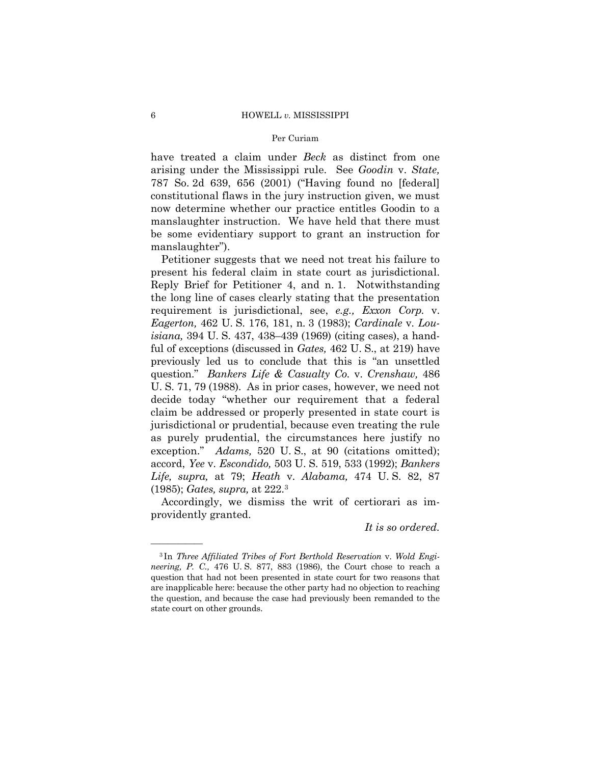have treated a claim under *Beck* as distinct from one arising under the Mississippi rule. See *Goodin* v. *State,* 787 So. 2d 639, 656 (2001) ("Having found no [federal] constitutional flaws in the jury instruction given, we must now determine whether our practice entitles Goodin to a manslaughter instruction. We have held that there must be some evidentiary support to grant an instruction for manslaughter").

Petitioner suggests that we need not treat his failure to present his federal claim in state court as jurisdictional. Reply Brief for Petitioner 4, and n. 1. Notwithstanding the long line of cases clearly stating that the presentation requirement is jurisdictional, see, *e.g., Exxon Corp.* v. *Eagerton,* 462 U. S. 176, 181, n. 3 (1983); *Cardinale* v. *Louisiana,* 394 U. S. 437, 438–439 (1969) (citing cases), a handful of exceptions (discussed in *Gates,* 462 U. S., at 219) have previously led us to conclude that this is "an unsettled question." *Bankers Life & Casualty Co.* v. *Crenshaw,* 486 U. S. 71, 79 (1988). As in prior cases, however, we need not decide today "whether our requirement that a federal claim be addressed or properly presented in state court is jurisdictional or prudential, because even treating the rule as purely prudential, the circumstances here justify no exception." *Adams,* 520 U. S., at 90 (citations omitted); accord, *Yee* v. *Escondido,* 503 U. S. 519, 533 (1992); *Bankers Life, supra,* at 79; *Heath* v. *Alabama,* 474 U. S. 82, 87 (1985); *Gates, supra,* at 222.[3]

Accordingly, we dismiss the writ of certiorari as improvidently granted.

*It is so ordered.*

---

[3] In *Three Affiliated Tribes of Fort Berthold Reservation* v. *Wold Engineering, P. C.,* 476 U. S. 877, 883 (1986), the Court chose to reach a question that had not been presented in state court for two reasons that are inapplicable here: because the other party had no objection to reaching the question, and because the case had previously been remanded to the state court on other grounds.